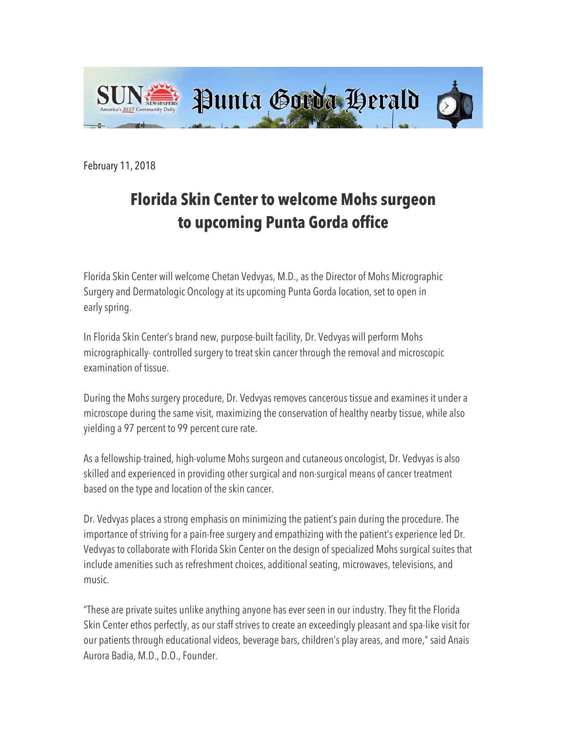SUN NEWSPAPERS America's BEST Community Daily — Punta Gorda Herald

February 11, 2018

# Florida Skin Center to welcome Mohs surgeon to upcoming Punta Gorda office

Florida Skin Center will welcome Chetan Vedvyas, M.D., as the Director of Mohs Micrographic Surgery and Dermatologic Oncology at its upcoming Punta Gorda location, set to open in early spring.

In Florida Skin Center's brand new, purpose-built facility, Dr. Vedvyas will perform Mohs micrographically- controlled surgery to treat skin cancer through the removal and microscopic examination of tissue.

During the Mohs surgery procedure, Dr. Vedvyas removes cancerous tissue and examines it under a microscope during the same visit, maximizing the conservation of healthy nearby tissue, while also yielding a 97 percent to 99 percent cure rate.

As a fellowship-trained, high-volume Mohs surgeon and cutaneous oncologist, Dr. Vedvyas is also skilled and experienced in providing other surgical and non-surgical means of cancer treatment based on the type and location of the skin cancer.

Dr. Vedvyas places a strong emphasis on minimizing the patient's pain during the procedure. The importance of striving for a pain-free surgery and empathizing with the patient's experience led Dr. Vedvyas to collaborate with Florida Skin Center on the design of specialized Mohs surgical suites that include amenities such as refreshment choices, additional seating, microwaves, televisions, and music.

"These are private suites unlike anything anyone has ever seen in our industry. They fit the Florida Skin Center ethos perfectly, as our staff strives to create an exceedingly pleasant and spa-like visit for our patients through educational videos, beverage bars, children's play areas, and more," said Anais Aurora Badia, M.D., D.O., Founder.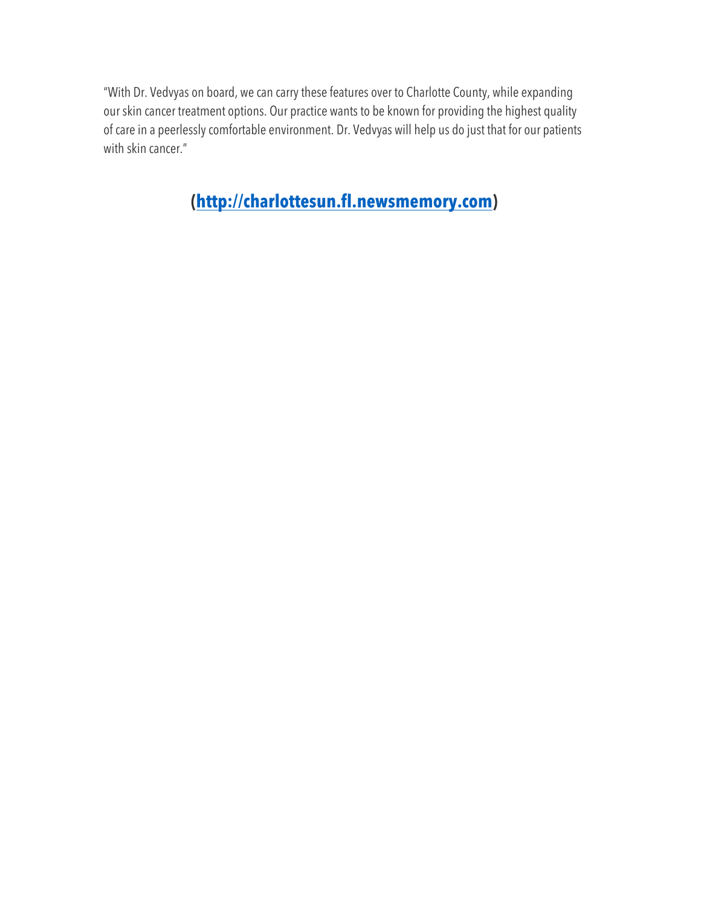"With Dr. Vedvyas on board, we can carry these features over to Charlotte County, while expanding our skin cancer treatment options. Our practice wants to be known for providing the highest quality of care in a peerlessly comfortable environment. Dr. Vedvyas will help us do just that for our patients with skin cancer."

**([http://charlottesun.fl.newsmemory.com](http://charlottesun.fl.newsmemory.com))**